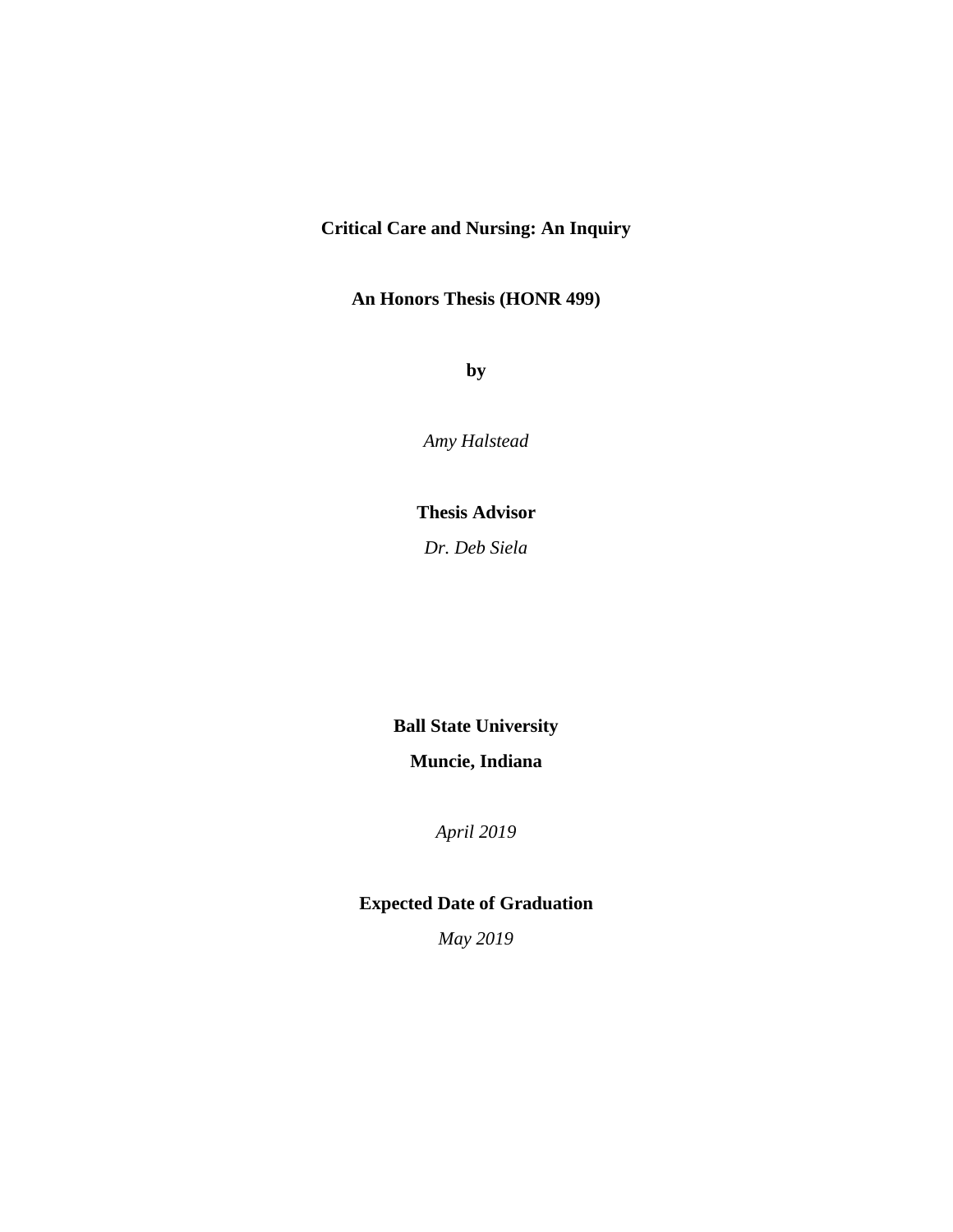# Critical Care and Nursing: An Inquiry

**An Honors Thesis (HONR 499)**

**by**

*Amy Halstead*

**Thesis Advisor**

*Dr. Deb Siela*

**Ball State University**

**Muncie, Indiana**

*April 2019*

**Expected Date of Graduation**

*May 2019*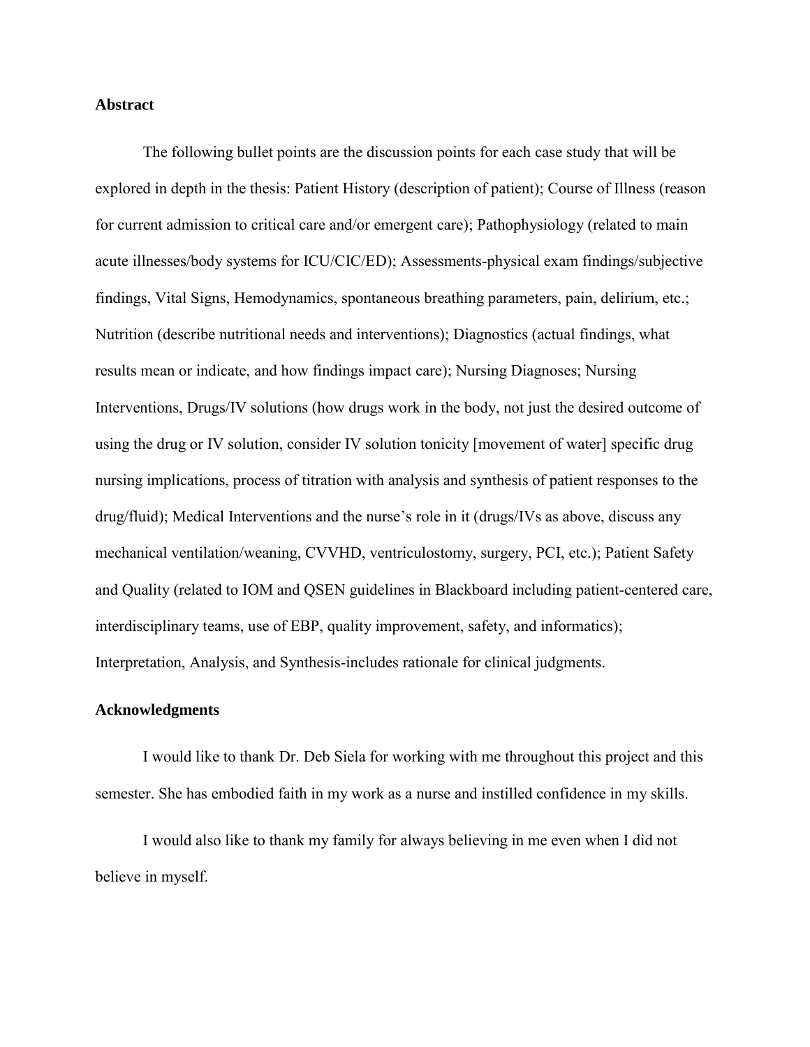## Abstract

The following bullet points are the discussion points for each case study that will be explored in depth in the thesis: Patient History (description of patient); Course of Illness (reason for current admission to critical care and/or emergent care); Pathophysiology (related to main acute illnesses/body systems for ICU/CIC/ED); Assessments-physical exam findings/subjective findings, Vital Signs, Hemodynamics, spontaneous breathing parameters, pain, delirium, etc.; Nutrition (describe nutritional needs and interventions); Diagnostics (actual findings, what results mean or indicate, and how findings impact care); Nursing Diagnoses; Nursing Interventions, Drugs/IV solutions (how drugs work in the body, not just the desired outcome of using the drug or IV solution, consider IV solution tonicity [movement of water] specific drug nursing implications, process of titration with analysis and synthesis of patient responses to the drug/fluid); Medical Interventions and the nurse's role in it (drugs/IVs as above, discuss any mechanical ventilation/weaning, CVVHD, ventriculostomy, surgery, PCI, etc.); Patient Safety and Quality (related to IOM and QSEN guidelines in Blackboard including patient-centered care, interdisciplinary teams, use of EBP, quality improvement, safety, and informatics); Interpretation, Analysis, and Synthesis-includes rationale for clinical judgments.

## Acknowledgments

I would like to thank Dr. Deb Siela for working with me throughout this project and this semester. She has embodied faith in my work as a nurse and instilled confidence in my skills.

I would also like to thank my family for always believing in me even when I did not believe in myself.